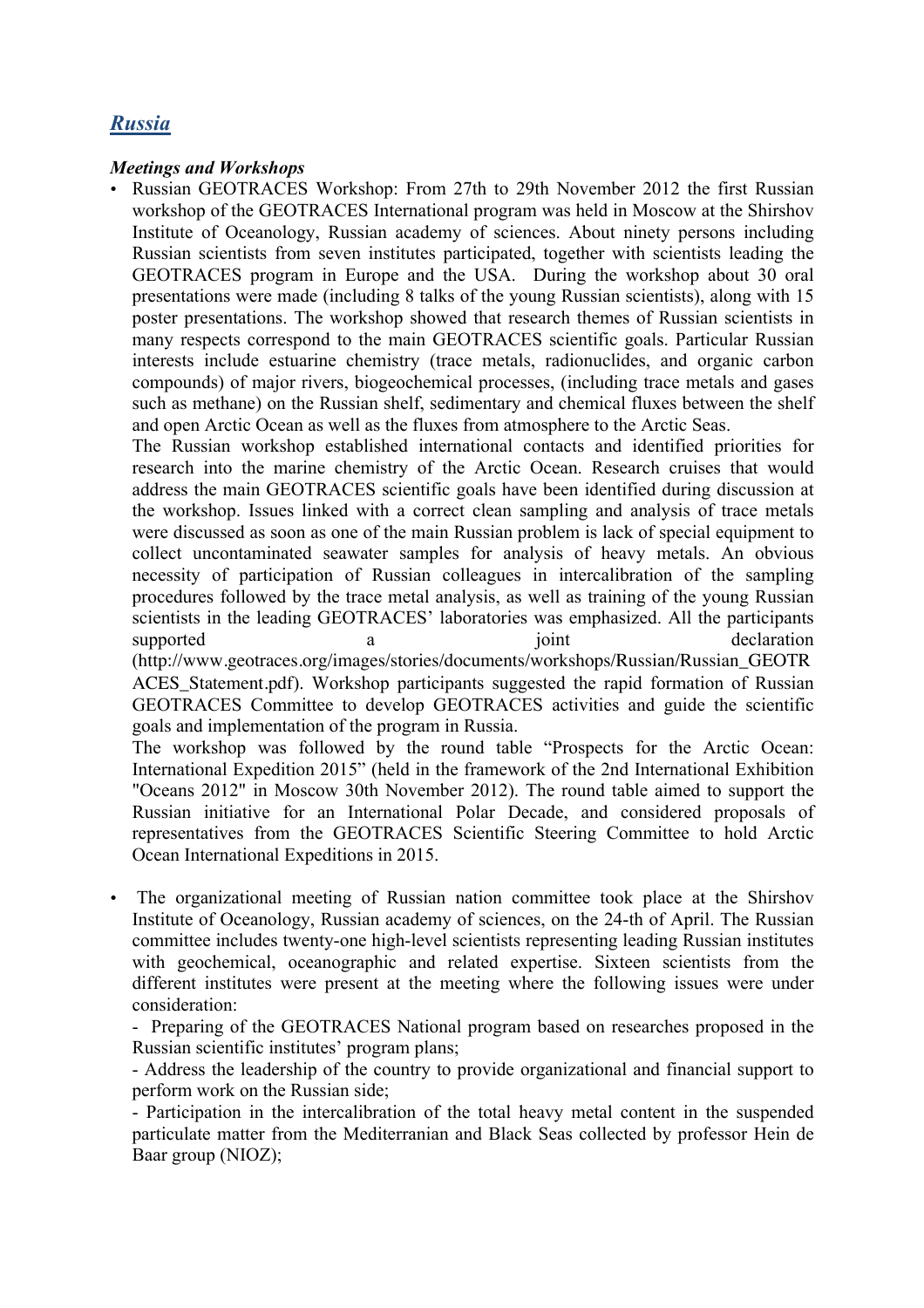## *Russia*

### *Meetings and Workshops*

- Russian GEOTRACES Workshop: From 27th to 29th November 2012 the first Russian workshop of the GEOTRACES International program was held in Moscow at the Shirshov Institute of Oceanology, Russian academy of sciences. About ninety persons including Russian scientists from seven institutes participated, together with scientists leading the GEOTRACES program in Europe and the USA. During the workshop about 30 oral presentations were made (including 8 talks of the young Russian scientists), along with 15 poster presentations. The workshop showed that research themes of Russian scientists in many respects correspond to the main GEOTRACES scientific goals. Particular Russian interests include estuarine chemistry (trace metals, radionuclides, and organic carbon compounds) of major rivers, biogeochemical processes, (including trace metals and gases such as methane) on the Russian shelf, sedimentary and chemical fluxes between the shelf and open Arctic Ocean as well as the fluxes from atmosphere to the Arctic Seas.

  The Russian workshop established international contacts and identified priorities for research into the marine chemistry of the Arctic Ocean. Research cruises that would address the main GEOTRACES scientific goals have been identified during discussion at the workshop. Issues linked with a correct clean sampling and analysis of trace metals were discussed as soon as one of the main Russian problem is lack of special equipment to collect uncontaminated seawater samples for analysis of heavy metals. An obvious necessity of participation of Russian colleagues in intercalibration of the sampling procedures followed by the trace metal analysis, as well as training of the young Russian scientists in the leading GEOTRACES' laboratories was emphasized. All the participants supported a joint declaration (http://www.geotraces.org/images/stories/documents/workshops/Russian/Russian_GEOTRACES_Statement.pdf). Workshop participants suggested the rapid formation of Russian GEOTRACES Committee to develop GEOTRACES activities and guide the scientific goals and implementation of the program in Russia.

  The workshop was followed by the round table "Prospects for the Arctic Ocean: International Expedition 2015" (held in the framework of the 2nd International Exhibition "Oceans 2012" in Moscow 30th November 2012). The round table aimed to support the Russian initiative for an International Polar Decade, and considered proposals of representatives from the GEOTRACES Scientific Steering Committee to hold Arctic Ocean International Expeditions in 2015.

- The organizational meeting of Russian nation committee took place at the Shirshov Institute of Oceanology, Russian academy of sciences, on the 24-th of April. The Russian committee includes twenty-one high-level scientists representing leading Russian institutes with geochemical, oceanographic and related expertise. Sixteen scientists from the different institutes were present at the meeting where the following issues were under consideration:

  - Preparing of the GEOTRACES National program based on researches proposed in the Russian scientific institutes' program plans;
  - Address the leadership of the country to provide organizational and financial support to perform work on the Russian side;
  - Participation in the intercalibration of the total heavy metal content in the suspended particulate matter from the Mediterranian and Black Seas collected by professor Hein de Baar group (NIOZ);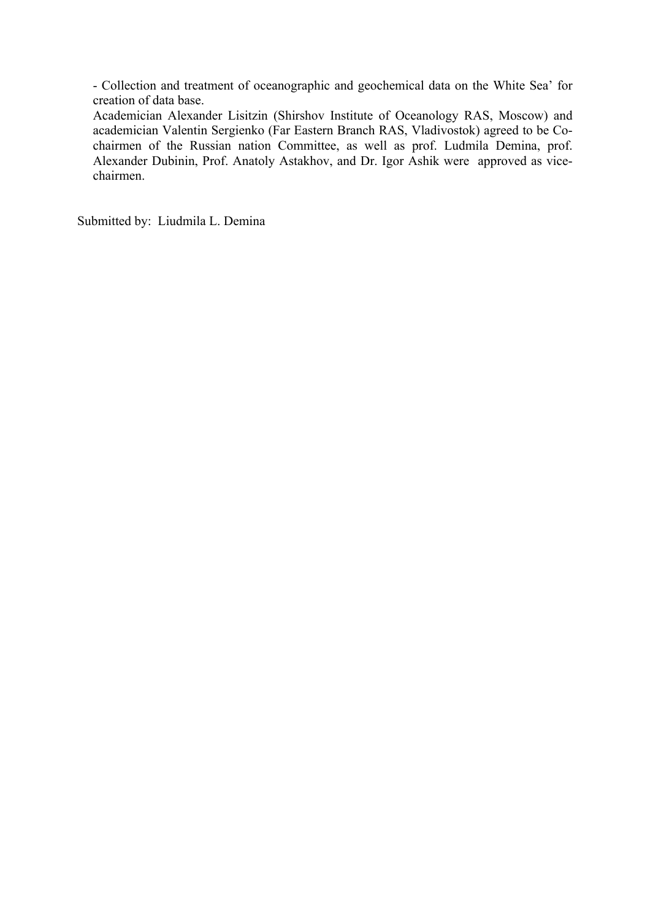- Collection and treatment of oceanographic and geochemical data on the White Sea' for creation of data base.

Academician Alexander Lisitzin (Shirshov Institute of Oceanology RAS, Moscow) and academician Valentin Sergienko (Far Eastern Branch RAS, Vladivostok) agreed to be Co-chairmen of the Russian nation Committee, as well as prof. Ludmila Demina, prof. Alexander Dubinin, Prof. Anatoly Astakhov, and Dr. Igor Ashik were approved as vice-chairmen.

Submitted by: Liudmila L. Demina